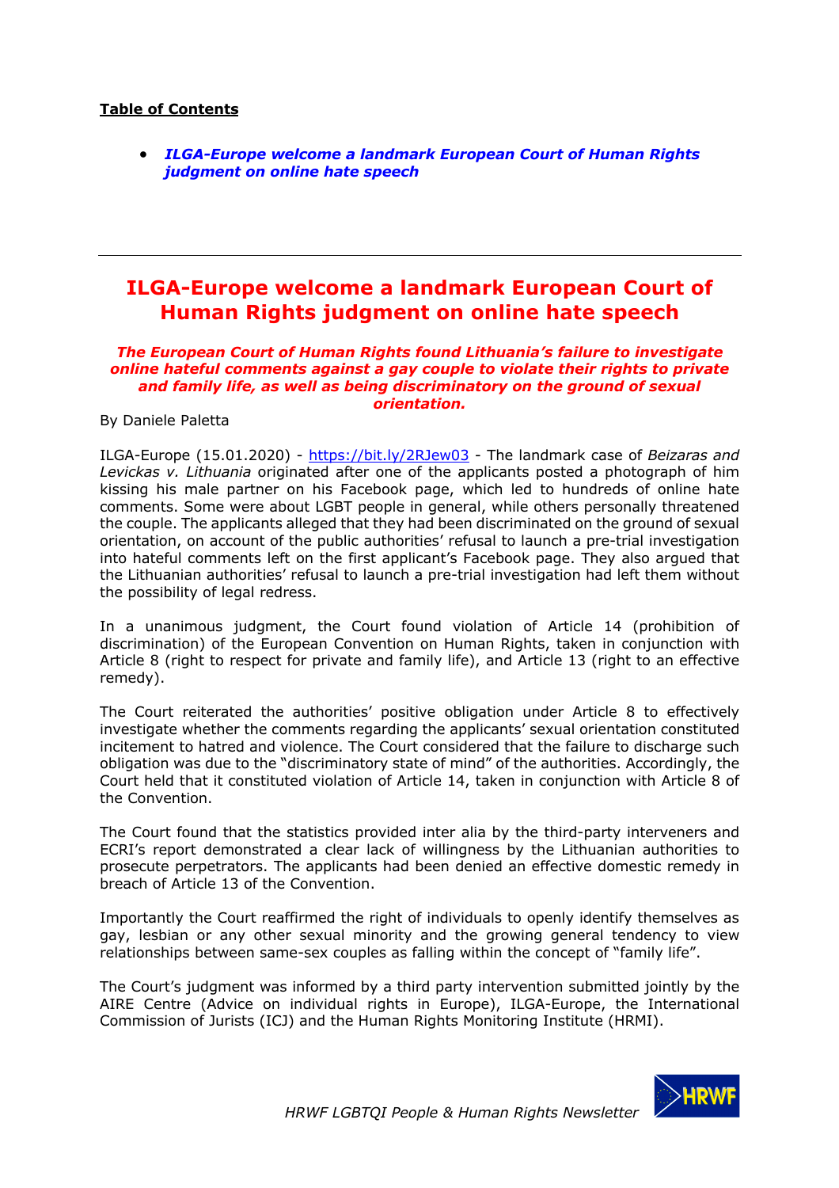**Table of Contents**

- ***ILGA-Europe welcome a landmark European Court of Human Rights judgment on online hate speech***

---

# ILGA-Europe welcome a landmark European Court of Human Rights judgment on online hate speech

***The European Court of Human Rights found Lithuania's failure to investigate online hateful comments against a gay couple to violate their rights to private and family life, as well as being discriminatory on the ground of sexual orientation.***

By Daniele Paletta

ILGA-Europe (15.01.2020) - https://bit.ly/2RJew03 - The landmark case of *Beizaras and Levickas v. Lithuania* originated after one of the applicants posted a photograph of him kissing his male partner on his Facebook page, which led to hundreds of online hate comments. Some were about LGBT people in general, while others personally threatened the couple. The applicants alleged that they had been discriminated on the ground of sexual orientation, on account of the public authorities' refusal to launch a pre-trial investigation into hateful comments left on the first applicant's Facebook page. They also argued that the Lithuanian authorities' refusal to launch a pre-trial investigation had left them without the possibility of legal redress.

In a unanimous judgment, the Court found violation of Article 14 (prohibition of discrimination) of the European Convention on Human Rights, taken in conjunction with Article 8 (right to respect for private and family life), and Article 13 (right to an effective remedy).

The Court reiterated the authorities' positive obligation under Article 8 to effectively investigate whether the comments regarding the applicants' sexual orientation constituted incitement to hatred and violence. The Court considered that the failure to discharge such obligation was due to the "discriminatory state of mind" of the authorities. Accordingly, the Court held that it constituted violation of Article 14, taken in conjunction with Article 8 of the Convention.

The Court found that the statistics provided inter alia by the third-party interveners and ECRI's report demonstrated a clear lack of willingness by the Lithuanian authorities to prosecute perpetrators. The applicants had been denied an effective domestic remedy in breach of Article 13 of the Convention.

Importantly the Court reaffirmed the right of individuals to openly identify themselves as gay, lesbian or any other sexual minority and the growing general tendency to view relationships between same-sex couples as falling within the concept of "family life".

The Court's judgment was informed by a third party intervention submitted jointly by the AIRE Centre (Advice on individual rights in Europe), ILGA-Europe, the International Commission of Jurists (ICJ) and the Human Rights Monitoring Institute (HRMI).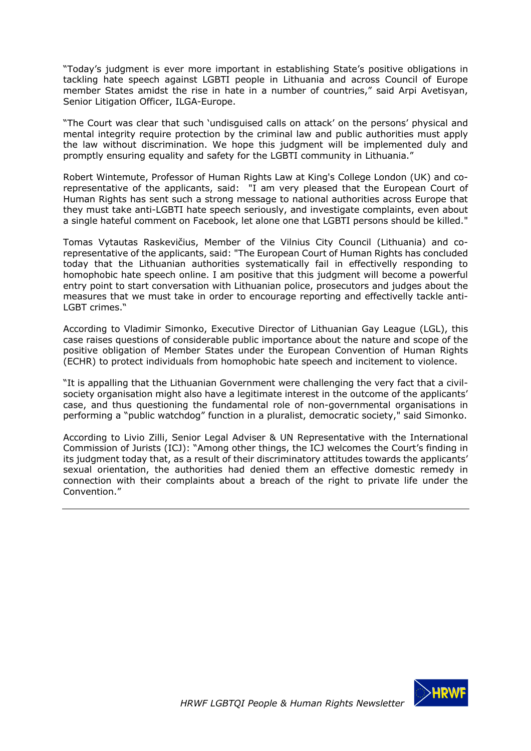"Today's judgment is ever more important in establishing State's positive obligations in tackling hate speech against LGBTI people in Lithuania and across Council of Europe member States amidst the rise in hate in a number of countries," said Arpi Avetisyan, Senior Litigation Officer, ILGA-Europe.

"The Court was clear that such 'undisguised calls on attack' on the persons' physical and mental integrity require protection by the criminal law and public authorities must apply the law without discrimination. We hope this judgment will be implemented duly and promptly ensuring equality and safety for the LGBTI community in Lithuania."

Robert Wintemute, Professor of Human Rights Law at King's College London (UK) and co-representative of the applicants, said: "I am very pleased that the European Court of Human Rights has sent such a strong message to national authorities across Europe that they must take anti-LGBTI hate speech seriously, and investigate complaints, even about a single hateful comment on Facebook, let alone one that LGBTI persons should be killed."

Tomas Vytautas Raskevičius, Member of the Vilnius City Council (Lithuania) and co-representative of the applicants, said: "The European Court of Human Rights has concluded today that the Lithuanian authorities systematically fail in effectivelly responding to homophobic hate speech online. I am positive that this judgment will become a powerful entry point to start conversation with Lithuanian police, prosecutors and judges about the measures that we must take in order to encourage reporting and effectivelly tackle anti-LGBT crimes."

According to Vladimir Simonko, Executive Director of Lithuanian Gay League (LGL), this case raises questions of considerable public importance about the nature and scope of the positive obligation of Member States under the European Convention of Human Rights (ECHR) to protect individuals from homophobic hate speech and incitement to violence.

"It is appalling that the Lithuanian Government were challenging the very fact that a civil-society organisation might also have a legitimate interest in the outcome of the applicants' case, and thus questioning the fundamental role of non-governmental organisations in performing a "public watchdog" function in a pluralist, democratic society," said Simonko.

According to Livio Zilli, Senior Legal Adviser & UN Representative with the International Commission of Jurists (ICJ): "Among other things, the ICJ welcomes the Court's finding in its judgment today that, as a result of their discriminatory attitudes towards the applicants' sexual orientation, the authorities had denied them an effective domestic remedy in connection with their complaints about a breach of the right to private life under the Convention."

---